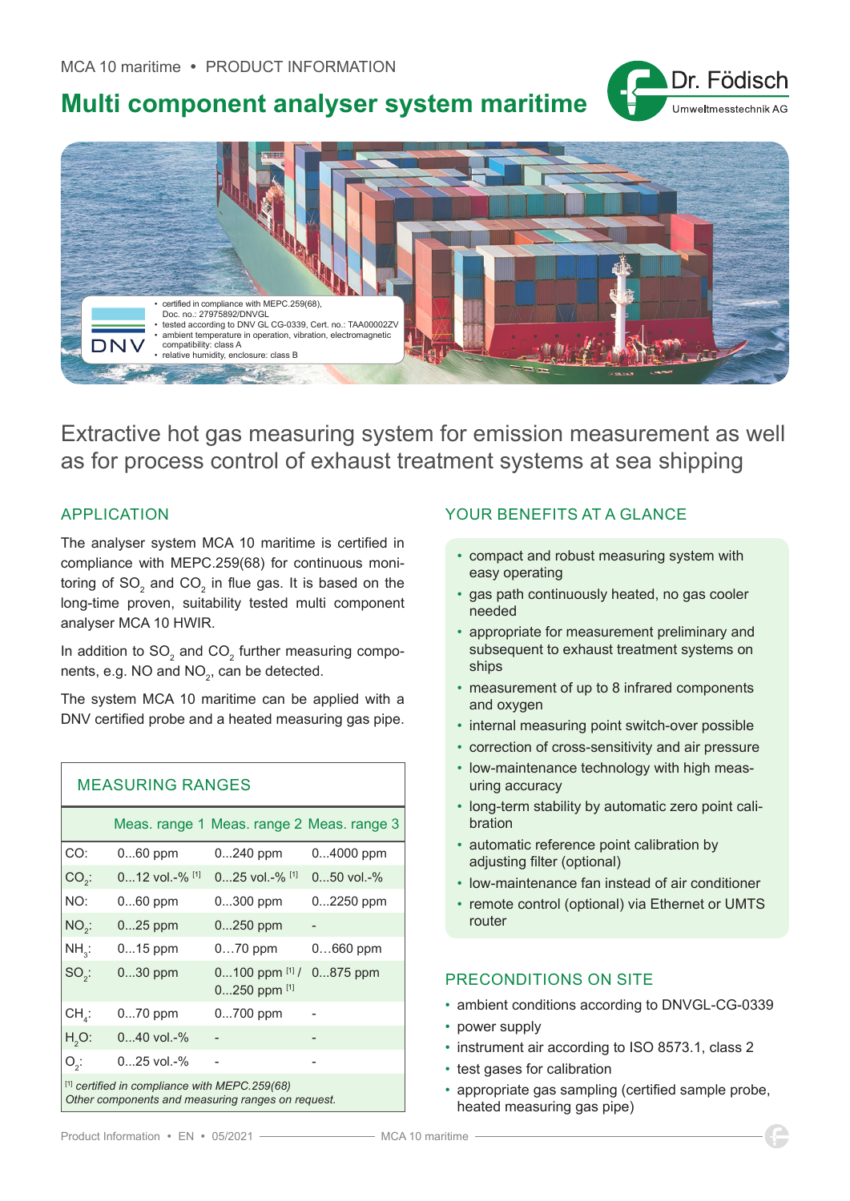MCA 10 maritime • PRODUCT INFORMATION

# Multi component analyser system maritime

Dr. Födisch Umweltmesstechnik AG

DNV

- certified in compliance with MEPC.259(68), Doc. no.: 27975892/DNVGL
- tested according to DNV GL CG-0339, Cert. no.: TAA00002ZV
- ambient temperature in operation, vibration, electromagnetic compatibility: class A
- relative humidity, enclosure: class B

## Extractive hot gas measuring system for emission measurement as well as for process control of exhaust treatment systems at sea shipping

### APPLICATION

The analyser system MCA 10 maritime is certified in compliance with MEPC.259(68) for continuous monitoring of $SO_2$ and $CO_2$ in flue gas. It is based on the long-time proven, suitability tested multi component analyser MCA 10 HWIR.

In addition to $SO_2$ and $CO_2$ further measuring components, e.g. NO and $NO_2$, can be detected.

The system MCA 10 maritime can be applied with a DNV certified probe and a heated measuring gas pipe.

### MEASURING RANGES

| | Meas. range 1 | Meas. range 2 | Meas. range 3 |
|---|---|---|---|
| CO: | 0...60 ppm | 0...240 ppm | 0...4000 ppm |
| $CO_2$: | 0...12 vol.-% [1] | 0...25 vol.-% [1] | 0...50 vol.-% |
| NO: | 0...60 ppm | 0...300 ppm | 0...2250 ppm |
| $NO_2$: | 0...25 ppm | 0...250 ppm | - |
| $NH_3$: | 0...15 ppm | 0...70 ppm | 0...660 ppm |
| $SO_2$: | 0...30 ppm | 0...100 ppm [1] / 0...250 ppm [1] | 0...875 ppm |
| $CH_4$: | 0...70 ppm | 0...700 ppm | - |
| $H_2O$: | 0...40 vol.-% | - | - |
| $O_2$: | 0...25 vol.-% | - | - |

*[1] certified in compliance with MEPC.259(68)*
*Other components and measuring ranges on request.*

### YOUR BENEFITS AT A GLANCE

- compact and robust measuring system with easy operating
- gas path continuously heated, no gas cooler needed
- appropriate for measurement preliminary and subsequent to exhaust treatment systems on ships
- measurement of up to 8 infrared components and oxygen
- internal measuring point switch-over possible
- correction of cross-sensitivity and air pressure
- low-maintenance technology with high measuring accuracy
- long-term stability by automatic zero point calibration
- automatic reference point calibration by adjusting filter (optional)
- low-maintenance fan instead of air conditioner
- remote control (optional) via Ethernet or UMTS router

### PRECONDITIONS ON SITE

- ambient conditions according to DNVGL-CG-0339
- power supply
- instrument air according to ISO 8573.1, class 2
- test gases for calibration
- appropriate gas sampling (certified sample probe, heated measuring gas pipe)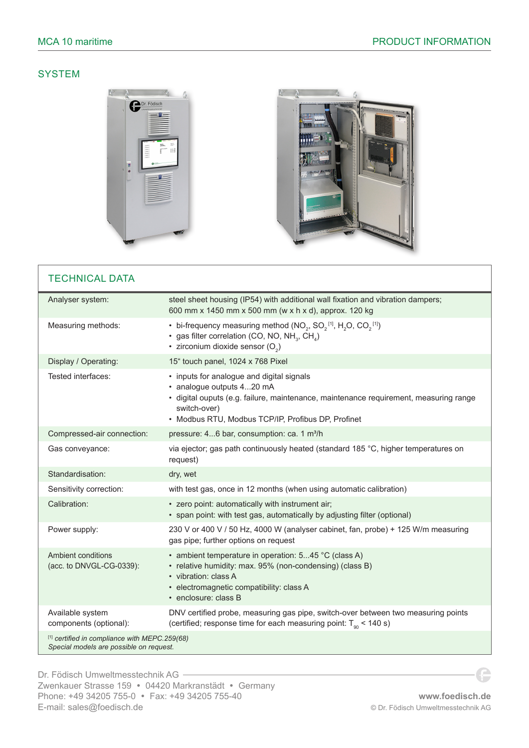## SYSTEM

## TECHNICAL DATA

| | |
|---|---|
| Analyser system: | steel sheet housing (IP54) with additional wall fixation and vibration dampers; 600 mm x 1450 mm x 500 mm (w x h x d), approx. 120 kg |
| Measuring methods: | • bi-frequency measuring method ($NO_2$, $SO_2$ [1], $H_2O$, $CO_2$ [1])<br>• gas filter correlation (CO, NO, $NH_3$, $CH_4$)<br>• zirconium dioxide sensor ($O_2$) |
| Display / Operating: | 15" touch panel, 1024 x 768 Pixel |
| Tested interfaces: | • inputs for analogue and digital signals<br>• analogue outputs 4...20 mA<br>• digital ouputs (e.g. failure, maintenance, maintenance requirement, measuring range switch-over)<br>• Modbus RTU, Modbus TCP/IP, Profibus DP, Profinet |
| Compressed-air connection: | pressure: 4...6 bar, consumption: ca. 1 m³/h |
| Gas conveyance: | via ejector; gas path continuously heated (standard 185 °C, higher temperatures on request) |
| Standardisation: | dry, wet |
| Sensitivity correction: | with test gas, once in 12 months (when using automatic calibration) |
| Calibration: | • zero point: automatically with instrument air;<br>• span point: with test gas, automatically by adjusting filter (optional) |
| Power supply: | 230 V or 400 V / 50 Hz, 4000 W (analyser cabinet, fan, probe) + 125 W/m measuring gas pipe; further options on request |
| Ambient conditions (acc. to DNVGL-CG-0339): | • ambient temperature in operation: 5...45 °C (class A)<br>• relative humidity: max. 95% (non-condensing) (class B)<br>• vibration: class A<br>• electromagnetic compatibility: class A<br>• enclosure: class B |
| Available system components (optional): | DNV certified probe, measuring gas pipe, switch-over between two measuring points (certified; response time for each measuring point: $T_{90}$ < 140 s) |

*[1] certified in compliance with MEPC.259(68)*
*Special models are possible on request.*

Dr. Födisch Umweltmesstechnik AG
Zwenkauer Strasse 159 • 04420 Markranstädt • Germany
Phone: +49 34205 755-0 • Fax: +49 34205 755-40
E-mail: sales@foedisch.de

**www.foedisch.de**
© Dr. Födisch Umweltmesstechnik AG